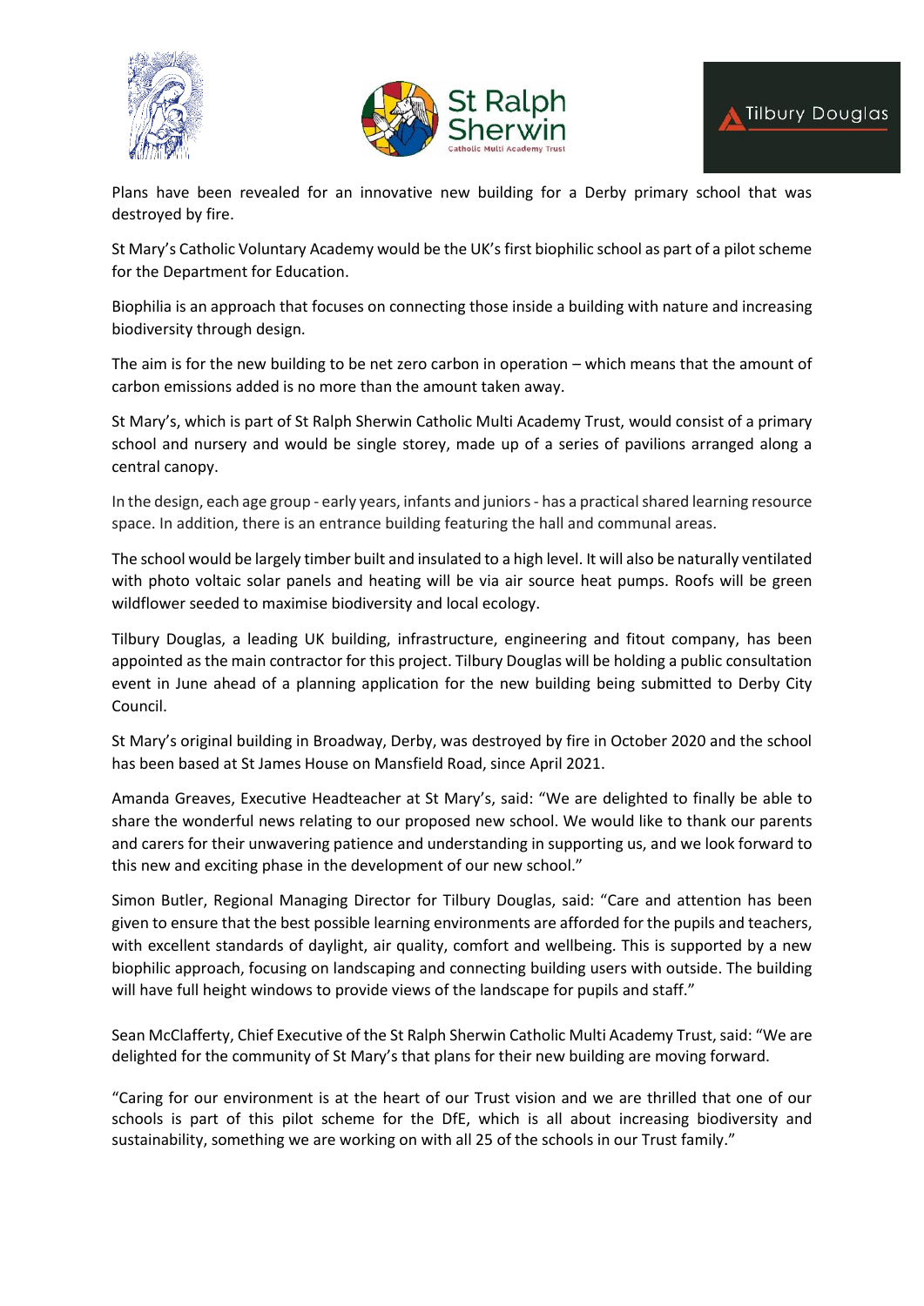Plans have been revealed for an innovative new building for a Derby primary school that was destroyed by fire.

St Mary's Catholic Voluntary Academy would be the UK's first biophilic school as part of a pilot scheme for the Department for Education.

Biophilia is an approach that focuses on connecting those inside a building with nature and increasing biodiversity through design.

The aim is for the new building to be net zero carbon in operation – which means that the amount of carbon emissions added is no more than the amount taken away.

St Mary's, which is part of St Ralph Sherwin Catholic Multi Academy Trust, would consist of a primary school and nursery and would be single storey, made up of a series of pavilions arranged along a central canopy.

In the design, each age group - early years, infants and juniors - has a practical shared learning resource space. In addition, there is an entrance building featuring the hall and communal areas.

The school would be largely timber built and insulated to a high level. It will also be naturally ventilated with photo voltaic solar panels and heating will be via air source heat pumps. Roofs will be green wildflower seeded to maximise biodiversity and local ecology.

Tilbury Douglas, a leading UK building, infrastructure, engineering and fitout company, has been appointed as the main contractor for this project. Tilbury Douglas will be holding a public consultation event in June ahead of a planning application for the new building being submitted to Derby City Council.

St Mary's original building in Broadway, Derby, was destroyed by fire in October 2020 and the school has been based at St James House on Mansfield Road, since April 2021.

Amanda Greaves, Executive Headteacher at St Mary's, said: "We are delighted to finally be able to share the wonderful news relating to our proposed new school. We would like to thank our parents and carers for their unwavering patience and understanding in supporting us, and we look forward to this new and exciting phase in the development of our new school."

Simon Butler, Regional Managing Director for Tilbury Douglas, said: "Care and attention has been given to ensure that the best possible learning environments are afforded for the pupils and teachers, with excellent standards of daylight, air quality, comfort and wellbeing. This is supported by a new biophilic approach, focusing on landscaping and connecting building users with outside. The building will have full height windows to provide views of the landscape for pupils and staff."

Sean McClafferty, Chief Executive of the St Ralph Sherwin Catholic Multi Academy Trust, said: "We are delighted for the community of St Mary's that plans for their new building are moving forward.

"Caring for our environment is at the heart of our Trust vision and we are thrilled that one of our schools is part of this pilot scheme for the DfE, which is all about increasing biodiversity and sustainability, something we are working on with all 25 of the schools in our Trust family."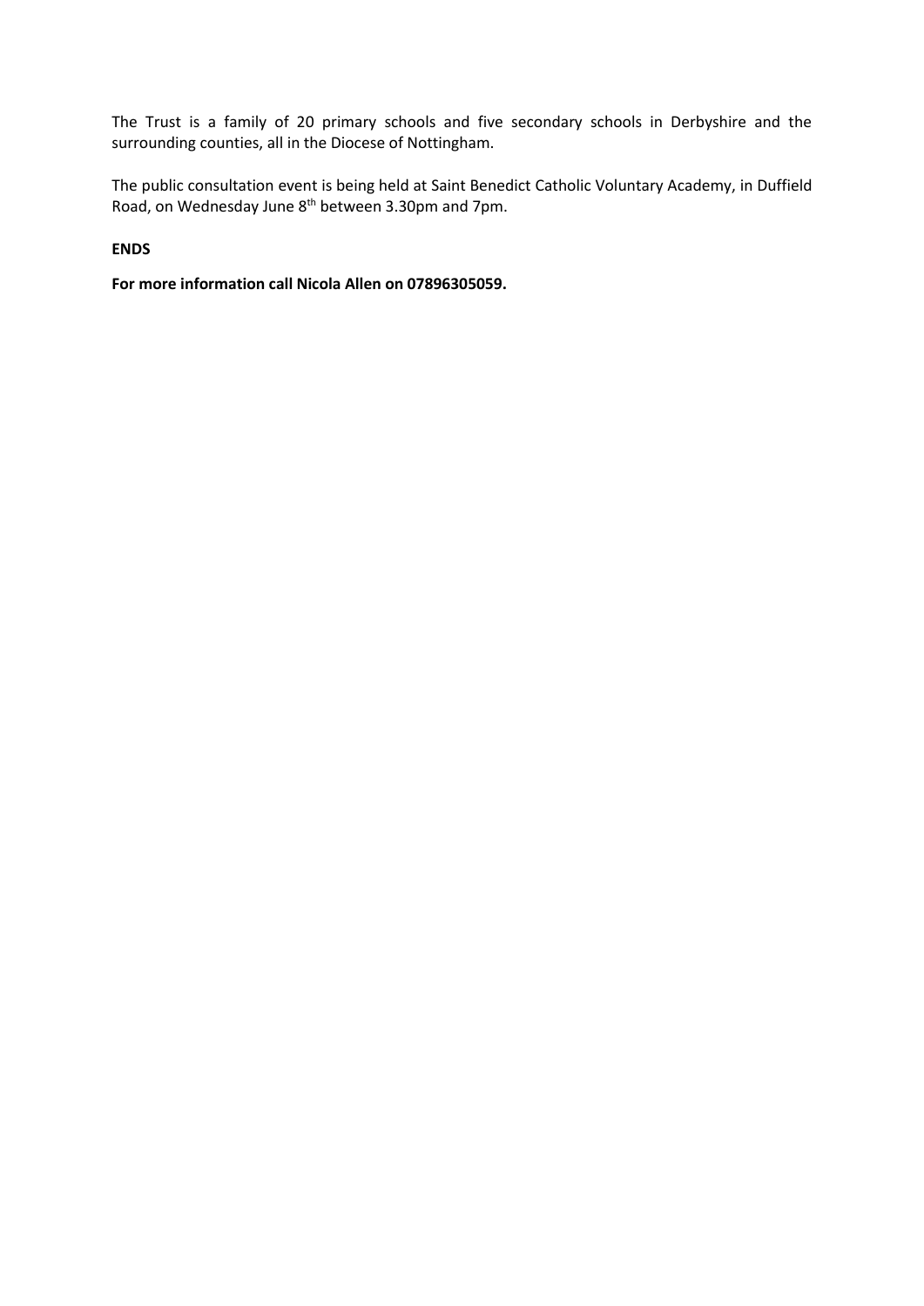The Trust is a family of 20 primary schools and five secondary schools in Derbyshire and the surrounding counties, all in the Diocese of Nottingham.

The public consultation event is being held at Saint Benedict Catholic Voluntary Academy, in Duffield Road, on Wednesday June 8th between 3.30pm and 7pm.

**ENDS**

**For more information call Nicola Allen on 07896305059.**